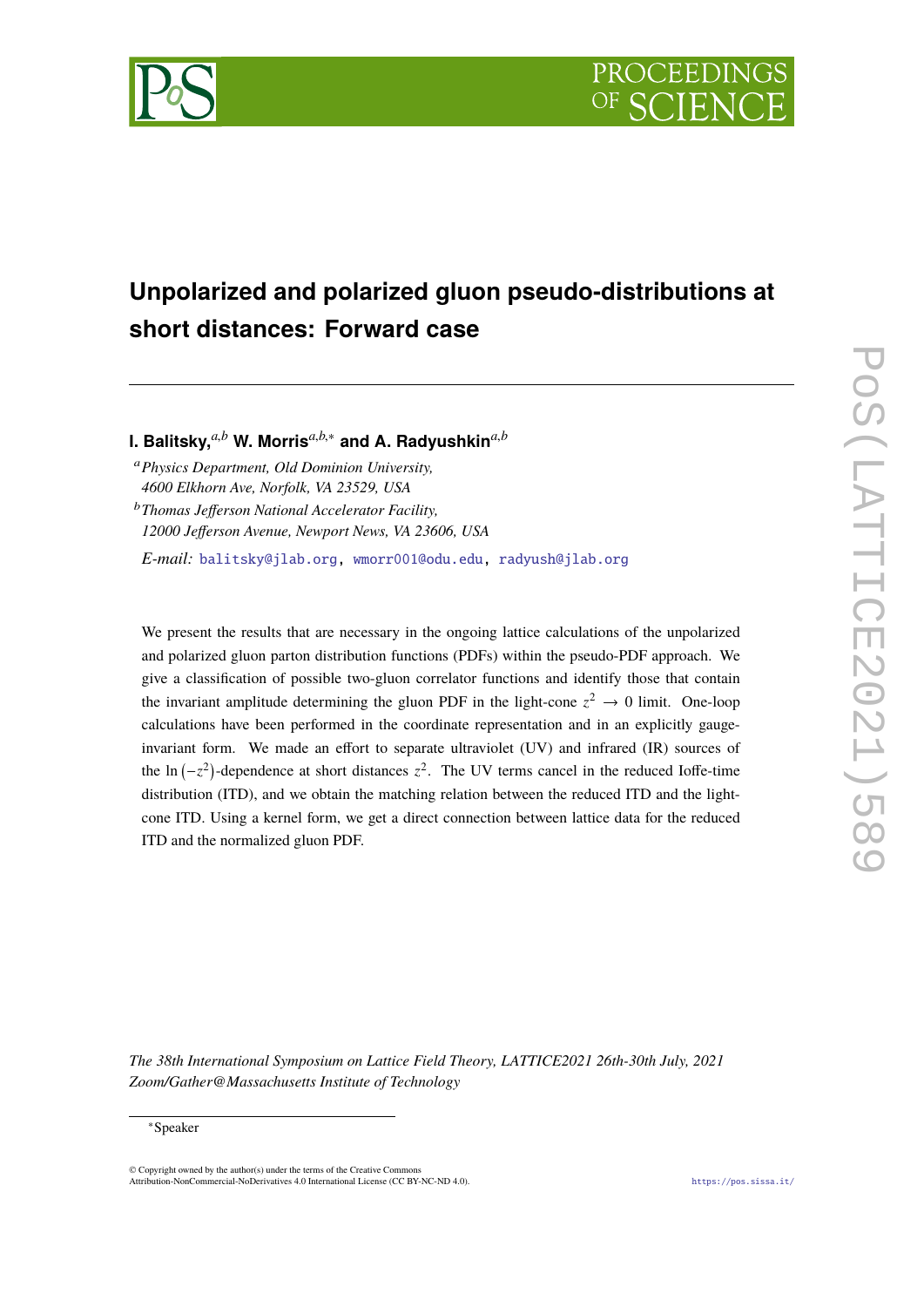# Unpolarized and polarized gluon pseudo-distributions at short distances: Forward case

**I. Balitsky,**[a,b] **W. Morris**[a,b,*] **and A. Radyushkin**[a,b]

[a] *Physics Department, Old Dominion University, 4600 Elkhorn Ave, Norfolk, VA 23529, USA*

[b] *Thomas Jefferson National Accelerator Facility, 12000 Jefferson Avenue, Newport News, VA 23606, USA*

*E-mail:* balitsky@jlab.org, wmorr001@odu.edu, radyush@jlab.org

We present the results that are necessary in the ongoing lattice calculations of the unpolarized and polarized gluon parton distribution functions (PDFs) within the pseudo-PDF approach. We give a classification of possible two-gluon correlator functions and identify those that contain the invariant amplitude determining the gluon PDF in the light-cone $z^2 \to 0$ limit. One-loop calculations have been performed in the coordinate representation and in an explicitly gauge-invariant form. We made an effort to separate ultraviolet (UV) and infrared (IR) sources of the $\ln(-z^2)$-dependence at short distances $z^2$. The UV terms cancel in the reduced Ioffe-time distribution (ITD), and we obtain the matching relation between the reduced ITD and the light-cone ITD. Using a kernel form, we get a direct connection between lattice data for the reduced ITD and the normalized gluon PDF.

*The 38th International Symposium on Lattice Field Theory, LATTICE2021 26th-30th July, 2021 Zoom/Gather@Massachusetts Institute of Technology*

*Speaker

© Copyright owned by the author(s) under the terms of the Creative Commons Attribution-NonCommercial-NoDerivatives 4.0 International License (CC BY-NC-ND 4.0).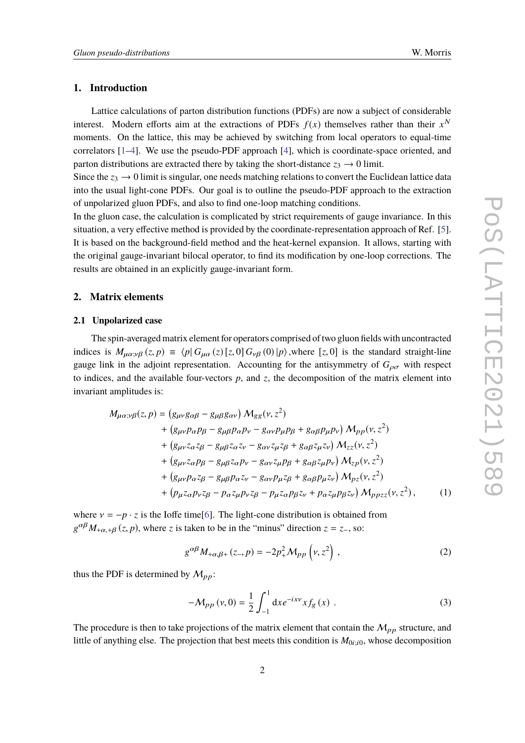## 1. Introduction

Lattice calculations of parton distribution functions (PDFs) are now a subject of considerable interest. Modern efforts aim at the extractions of PDFs $f(x)$ themselves rather than their $x^N$ moments. On the lattice, this may be achieved by switching from local operators to equal-time correlators [1–4]. We use the pseudo-PDF approach [4], which is coordinate-space oriented, and parton distributions are extracted there by taking the short-distance $z_3 \to 0$ limit.

Since the $z_3 \to 0$ limit is singular, one needs matching relations to convert the Euclidean lattice data into the usual light-cone PDFs. Our goal is to outline the pseudo-PDF approach to the extraction of unpolarized gluon PDFs, and also to find one-loop matching conditions.

In the gluon case, the calculation is complicated by strict requirements of gauge invariance. In this situation, a very effective method is provided by the coordinate-representation approach of Ref. [5]. It is based on the background-field method and the heat-kernel expansion. It allows, starting with the original gauge-invariant bilocal operator, to find its modification by one-loop corrections. The results are obtained in an explicitly gauge-invariant form.

## 2. Matrix elements

### 2.1 Unpolarized case

The spin-averaged matrix element for operators comprised of two gluon fields with uncontracted indices is $M_{\mu\alpha;\nu\beta}(z,p) \equiv \langle p| G_{\mu\alpha}(z)[z,0] G_{\nu\beta}(0)|p\rangle$,where $[z,0]$ is the standard straight-line gauge link in the adjoint representation. Accounting for the antisymmetry of $G_{\rho\sigma}$ with respect to indices, and the available four-vectors $p$, and $z$, the decomposition of the matrix element into invariant amplitudes is:

$$
\begin{aligned}
M_{\mu\alpha;\nu\beta}(z,p) = &\left(g_{\mu\nu}g_{\alpha\beta} - g_{\mu\beta}g_{\alpha\nu}\right)\mathcal{M}_{gg}(\nu,z^2) \\
&+ \left(g_{\mu\nu}p_\alpha p_\beta - g_{\mu\beta}p_\alpha p_\nu - g_{\alpha\nu}p_\mu p_\beta + g_{\alpha\beta}p_\mu p_\nu\right)\mathcal{M}_{pp}(\nu,z^2) \\
&+ \left(g_{\mu\nu}z_\alpha z_\beta - g_{\mu\beta}z_\alpha z_\nu - g_{\alpha\nu}z_\mu z_\beta + g_{\alpha\beta}z_\mu z_\nu\right)\mathcal{M}_{zz}(\nu,z^2) \\
&+ \left(g_{\mu\nu}z_\alpha p_\beta - g_{\mu\beta}z_\alpha p_\nu - g_{\alpha\nu}z_\mu p_\beta + g_{\alpha\beta}z_\mu p_\nu\right)\mathcal{M}_{zp}(\nu,z^2) \\
&+ \left(g_{\mu\nu}p_\alpha z_\beta - g_{\mu\beta}p_\alpha z_\nu - g_{\alpha\nu}p_\mu z_\beta + g_{\alpha\beta}p_\mu z_\nu\right)\mathcal{M}_{pz}(\nu,z^2) \\
&+ \left(p_\mu z_\alpha p_\nu z_\beta - p_\alpha z_\mu p_\nu z_\beta - p_\mu z_\alpha p_\beta z_\nu + p_\alpha z_\mu p_\beta z_\nu\right)\mathcal{M}_{ppzz}(\nu,z^2),
\end{aligned} \tag{1}
$$

where $\nu = -p \cdot z$ is the Ioffe time[6]. The light-cone distribution is obtained from $g^{\alpha\beta}M_{+\alpha,+\beta}(z,p)$, where $z$ is taken to be in the "minus" direction $z = z_-$, so:

$$
g^{\alpha\beta}M_{+\alpha,\beta+}(z_-,p) = -2p_+^2\mathcal{M}_{pp}\left(\nu,z^2\right), \tag{2}
$$

thus the PDF is determined by $\mathcal{M}_{pp}$:

$$
-\mathcal{M}_{pp}(\nu,0) = \frac{1}{2}\int_{-1}^{1} \mathrm{d}x e^{-ix\nu} x f_g(x) \ . \tag{3}
$$

The procedure is then to take projections of the matrix element that contain the $\mathcal{M}_{pp}$ structure, and little of anything else. The projection that best meets this condition is $M_{0i;i0}$, whose decomposition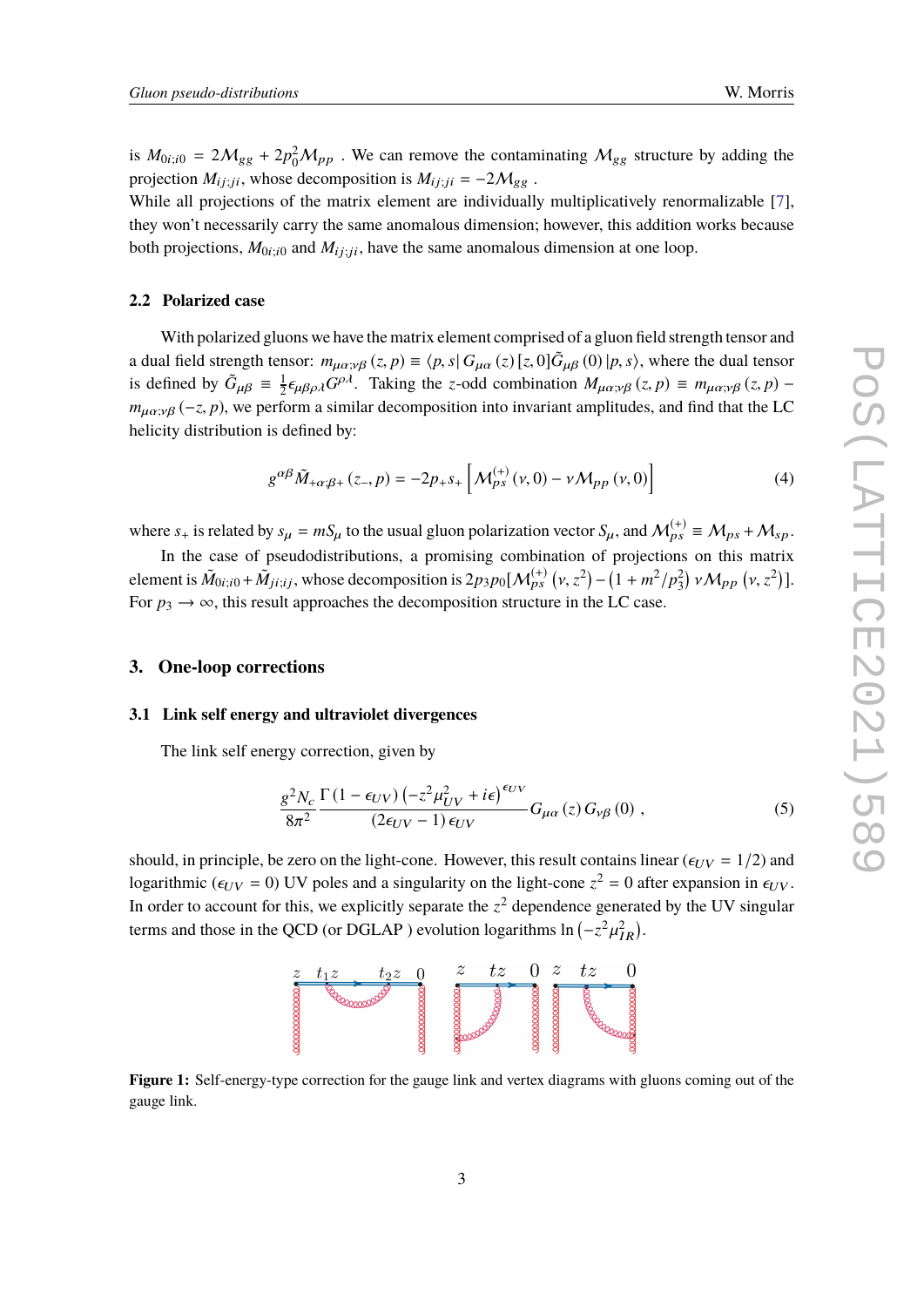is $M_{0i;i0} = 2\mathcal{M}_{gg} + 2p_0^2\mathcal{M}_{pp}$ . We can remove the contaminating $\mathcal{M}_{gg}$ structure by adding the projection $M_{ij;ji}$, whose decomposition is $M_{ij;ji} = -2\mathcal{M}_{gg}$ .
While all projections of the matrix element are individually multiplicatively renormalizable [7], they won't necessarily carry the same anomalous dimension; however, this addition works because both projections, $M_{0i;i0}$ and $M_{ij;ji}$, have the same anomalous dimension at one loop.

### 2.2 Polarized case

With polarized gluons we have the matrix element comprised of a gluon field strength tensor and a dual field strength tensor: $m_{\mu\alpha;\nu\beta}(z,p) \equiv \langle p,s|\, G_{\mu\alpha}(z)\,[z,0]\tilde{G}_{\mu\beta}(0)\,|p,s\rangle$, where the dual tensor is defined by $\tilde{G}_{\mu\beta} \equiv \frac{1}{2}\epsilon_{\mu\beta\rho\lambda}G^{\rho\lambda}$. Taking the $z$-odd combination $M_{\mu\alpha;\nu\beta}(z,p) \equiv m_{\mu\alpha;\nu\beta}(z,p) - m_{\mu\alpha;\nu\beta}(-z,p)$, we perform a similar decomposition into invariant amplitudes, and find that the LC helicity distribution is defined by:

$$g^{\alpha\beta}\tilde{M}_{+\alpha;\beta+}(z_-,p) = -2p_+s_+\left[\mathcal{M}_{ps}^{(+)}(\nu,0) - \nu\mathcal{M}_{pp}(\nu,0)\right] \tag{4}$$

where $s_+$ is related by $s_\mu = mS_\mu$ to the usual gluon polarization vector $S_\mu$, and $\mathcal{M}_{ps}^{(+)} \equiv \mathcal{M}_{ps} + \mathcal{M}_{sp}$.

In the case of pseudodistributions, a promising combination of projections on this matrix element is $\tilde{M}_{0i;i0} + \tilde{M}_{ji;ij}$, whose decomposition is $2p_3p_0[\mathcal{M}_{ps}^{(+)}(\nu,z^2) - (1+m^2/p_3^2)\,\nu\mathcal{M}_{pp}(\nu,z^2)]$. For $p_3 \to \infty$, this result approaches the decomposition structure in the LC case.

## 3. One-loop corrections

### 3.1 Link self energy and ultraviolet divergences

The link self energy correction, given by

$$\frac{g^2N_c}{8\pi^2}\frac{\Gamma(1-\epsilon_{UV})\left(-z^2\mu_{UV}^2 + i\epsilon\right)^{\epsilon_{UV}}}{(2\epsilon_{UV}-1)\,\epsilon_{UV}}G_{\mu\alpha}(z)\,G_{\nu\beta}(0)\ , \tag{5}$$

should, in principle, be zero on the light-cone. However, this result contains linear ($\epsilon_{UV} = 1/2$) and logarithmic ($\epsilon_{UV} = 0$) UV poles and a singularity on the light-cone $z^2 = 0$ after expansion in $\epsilon_{UV}$. In order to account for this, we explicitly separate the $z^2$ dependence generated by the UV singular terms and those in the QCD (or DGLAP ) evolution logarithms $\ln\left(-z^2\mu_{IR}^2\right)$.

**Figure 1:** Self-energy-type correction for the gauge link and vertex diagrams with gluons coming out of the gauge link.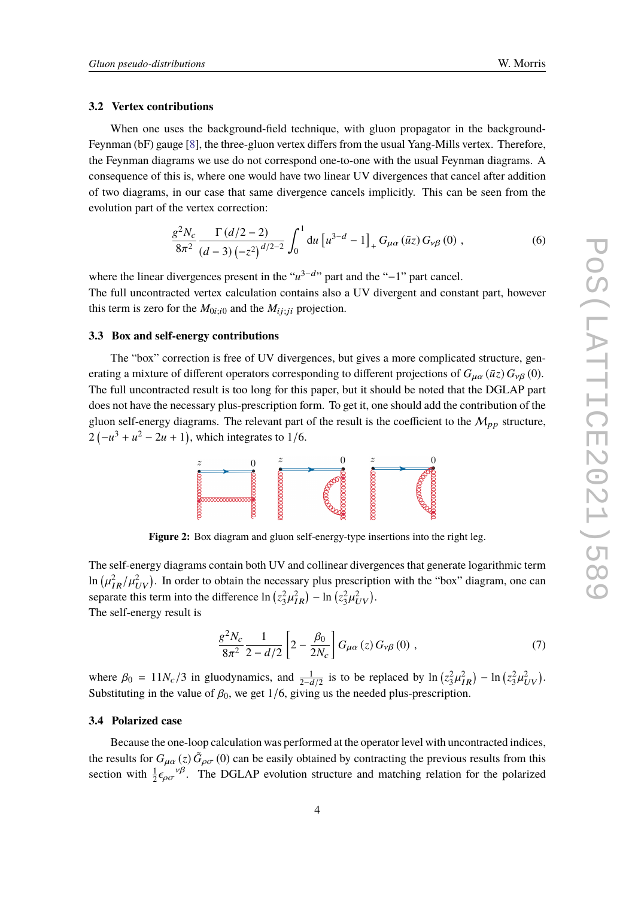### 3.2 Vertex contributions

When one uses the background-field technique, with gluon propagator in the background-Feynman (bF) gauge [8], the three-gluon vertex differs from the usual Yang-Mills vertex. Therefore, the Feynman diagrams we use do not correspond one-to-one with the usual Feynman diagrams. A consequence of this is, where one would have two linear UV divergences that cancel after addition of two diagrams, in our case that same divergence cancels implicitly. This can be seen from the evolution part of the vertex correction:

$$\frac{g^2 N_c}{8\pi^2} \frac{\Gamma(d/2-2)}{(d-3)\left(-z^2\right)^{d/2-2}} \int_0^1 \mathrm{d}u \left[u^{3-d} - 1\right]_+ G_{\mu\alpha}(\bar{u}z)\, G_{\nu\beta}(0) \,, \tag{6}$$

where the linear divergences present in the "$u^{3-d}$" part and the "$-1$" part cancel.
The full uncontracted vertex calculation contains also a UV divergent and constant part, however this term is zero for the $M_{0i;i0}$ and the $M_{ij;ji}$ projection.

### 3.3 Box and self-energy contributions

The "box" correction is free of UV divergences, but gives a more complicated structure, generating a mixture of different operators corresponding to different projections of $G_{\mu\alpha}(\bar{u}z)\, G_{\nu\beta}(0)$. The full uncontracted result is too long for this paper, but it should be noted that the DGLAP part does not have the necessary plus-prescription form. To get it, one should add the contribution of the gluon self-energy diagrams. The relevant part of the result is the coefficient to the $\mathcal{M}_{pp}$ structure, $2\left(-u^3 + u^2 - 2u + 1\right)$, which integrates to $1/6$.

**Figure 2:** Box diagram and gluon self-energy-type insertions into the right leg.

The self-energy diagrams contain both UV and collinear divergences that generate logarithmic term $\ln\left(\mu_{IR}^2/\mu_{UV}^2\right)$. In order to obtain the necessary plus prescription with the "box" diagram, one can separate this term into the difference $\ln\left(z_3^2\mu_{IR}^2\right) - \ln\left(z_3^2\mu_{UV}^2\right)$.
The self-energy result is

$$\frac{g^2 N_c}{8\pi^2} \frac{1}{2-d/2} \left[2 - \frac{\beta_0}{2N_c}\right] G_{\mu\alpha}(z)\, G_{\nu\beta}(0) \,, \tag{7}$$

where $\beta_0 = 11N_c/3$ in gluodynamics, and $\frac{1}{2-d/2}$ is to be replaced by $\ln\left(z_3^2\mu_{IR}^2\right) - \ln\left(z_3^2\mu_{UV}^2\right)$. Substituting in the value of $\beta_0$, we get $1/6$, giving us the needed plus-prescription.

### 3.4 Polarized case

Because the one-loop calculation was performed at the operator level with uncontracted indices, the results for $G_{\mu\alpha}(z)\, \tilde{G}_{\rho\sigma}(0)$ can be easily obtained by contracting the previous results from this section with $\frac{1}{2}\epsilon_{\rho\sigma}{}^{\nu\beta}$. The DGLAP evolution structure and matching relation for the polarized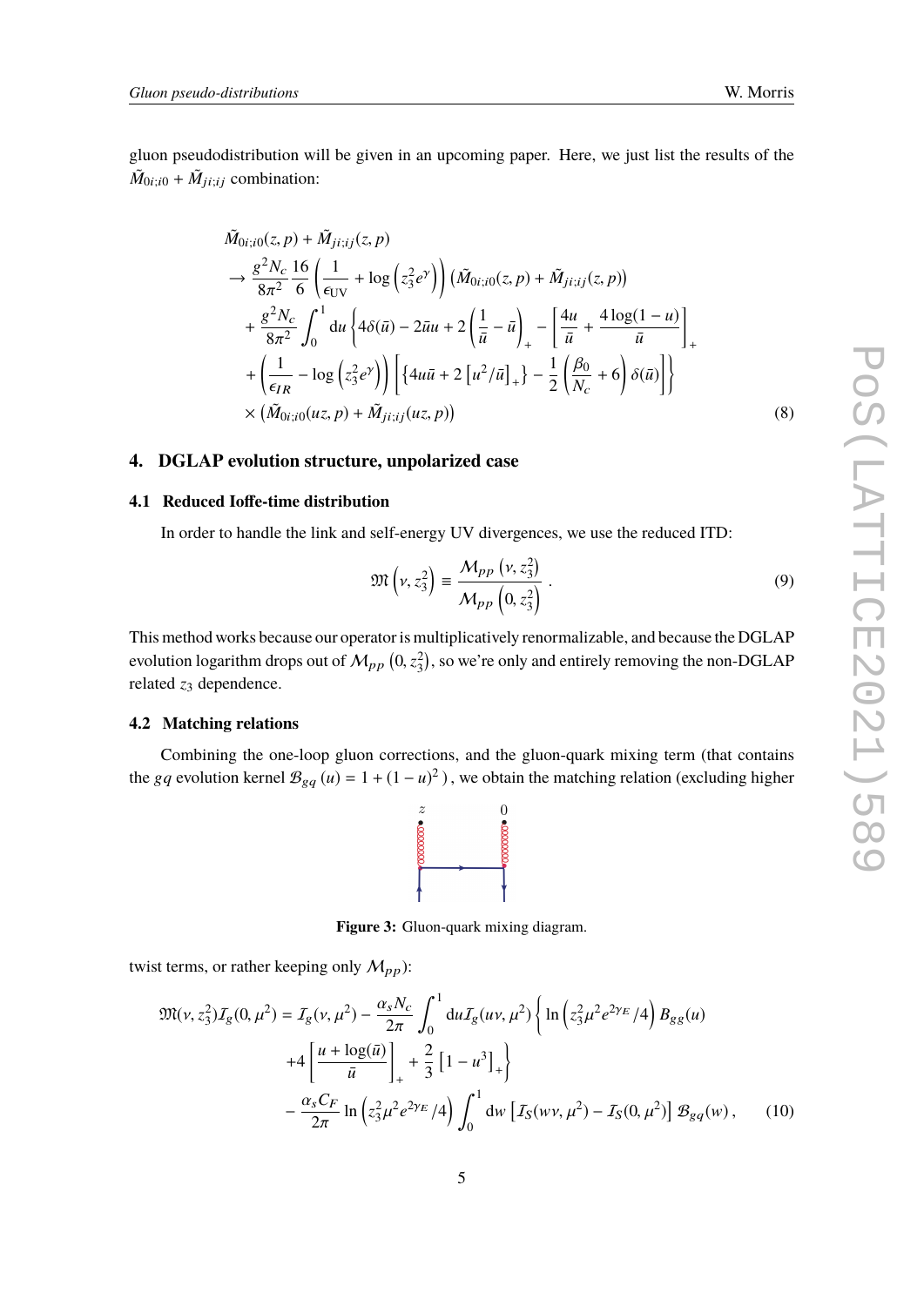gluon pseudodistribution will be given in an upcoming paper. Here, we just list the results of the $\tilde{M}_{0i;i0} + \tilde{M}_{ji;ij}$ combination:

$$
\begin{aligned}
&\tilde{M}_{0i;i0}(z,p) + \tilde{M}_{ji;ij}(z,p) \\
&\to \frac{g^2 N_c}{8\pi^2} \frac{16}{6} \left( \frac{1}{\epsilon_{\rm UV}} + \log\left(z_3^2 e^{\gamma}\right) \right) \left( \tilde{M}_{0i;i0}(z,p) + \tilde{M}_{ji;ij}(z,p) \right) \\
&+ \frac{g^2 N_c}{8\pi^2} \int_0^1 {\rm d}u \left\{ 4\delta(\bar{u}) - 2\bar{u}u + 2\left( \frac{1}{\bar{u}} - \bar{u} \right)_+ - \left[ \frac{4u}{\bar{u}} + \frac{4\log(1-u)}{\bar{u}} \right]_+ \right. \\
&+ \left. \left( \frac{1}{\epsilon_{IR}} - \log\left(z_3^2 e^{\gamma}\right) \right) \left[ \left\{ 4u\bar{u} + 2\left[ u^2/\bar{u} \right]_+ \right\} - \frac{1}{2}\left( \frac{\beta_0}{N_c} + 6 \right) \delta(\bar{u}) \right] \right\} \\
&\times \left( \tilde{M}_{0i;i0}(uz,p) + \tilde{M}_{ji;ij}(uz,p) \right)
\end{aligned}
\tag{8}
$$

## 4. DGLAP evolution structure, unpolarized case

### 4.1 Reduced Ioffe-time distribution

In order to handle the link and self-energy UV divergences, we use the reduced ITD:

$$
\mathfrak{M}\left(\nu, z_3^2\right) \equiv \frac{\mathcal{M}_{pp}\left(\nu, z_3^2\right)}{\mathcal{M}_{pp}\left(0, z_3^2\right)} . \tag{9}
$$

This method works because our operator is multiplicatively renormalizable, and because the DGLAP evolution logarithm drops out of $\mathcal{M}_{pp}\left(0, z_3^2\right)$, so we're only and entirely removing the non-DGLAP related $z_3$ dependence.

### 4.2 Matching relations

Combining the one-loop gluon corrections, and the gluon-quark mixing term (that contains the $gq$ evolution kernel $\mathcal{B}_{gq}(u) = 1 + (1-u)^2$ ), we obtain the matching relation (excluding higher

**Figure 3:** Gluon-quark mixing diagram.

twist terms, or rather keeping only $\mathcal{M}_{pp}$):

$$
\begin{aligned}
\mathfrak{M}(\nu, z_3^2)\mathcal{I}_g(0,\mu^2) = \mathcal{I}_g(\nu,\mu^2) &- \frac{\alpha_s N_c}{2\pi} \int_0^1 {\rm d}u \mathcal{I}_g(u\nu,\mu^2) \left\{ \ln\left(z_3^2 \mu^2 e^{2\gamma_E}/4\right) B_{gg}(u) \right. \\
&+ \left. 4\left[ \frac{u + \log(\bar{u})}{\bar{u}} \right]_+ + \frac{2}{3}\left[1 - u^3\right]_+ \right\} \\
&- \frac{\alpha_s C_F}{2\pi} \ln\left(z_3^2 \mu^2 e^{2\gamma_E}/4\right) \int_0^1 {\rm d}w \left[ \mathcal{I}_S(w\nu,\mu^2) - \mathcal{I}_S(0,\mu^2) \right] \mathcal{B}_{gq}(w) ,
\end{aligned}
\tag{10}
$$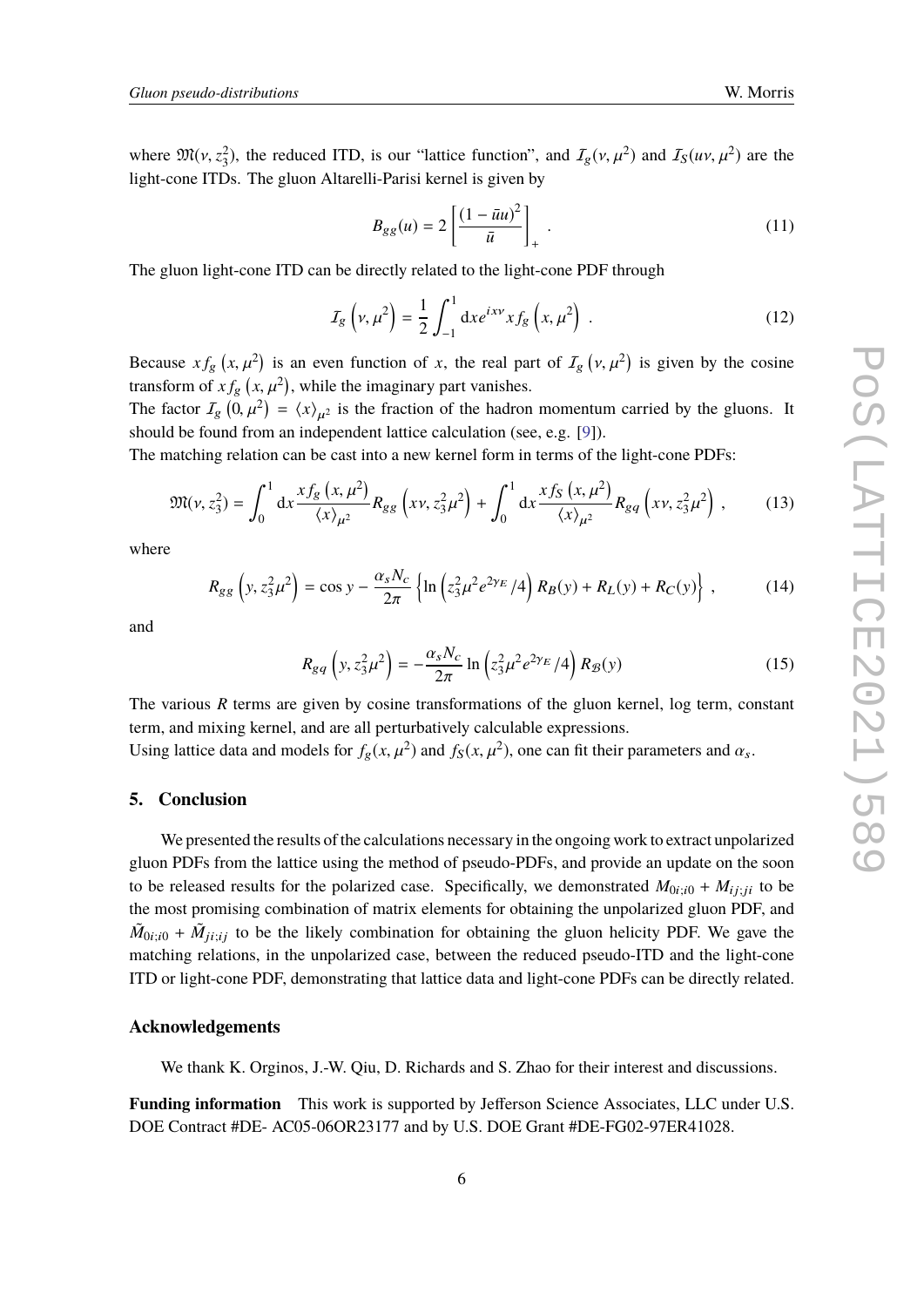where $\mathfrak{M}(\nu, z_3^2)$, the reduced ITD, is our "lattice function", and $\mathcal{I}_g(\nu, \mu^2)$ and $\mathcal{I}_S(u\nu, \mu^2)$ are the light-cone ITDs. The gluon Altarelli-Parisi kernel is given by

$$B_{gg}(u) = 2\left[\frac{(1-\bar{u}u)^2}{\bar{u}}\right]_+ . \tag{11}$$

The gluon light-cone ITD can be directly related to the light-cone PDF through

$$\mathcal{I}_g\left(\nu, \mu^2\right) = \frac{1}{2}\int_{-1}^{1} \mathrm{d}x e^{ix\nu} x f_g\left(x, \mu^2\right) . \tag{12}$$

Because $x f_g\left(x, \mu^2\right)$ is an even function of $x$, the real part of $\mathcal{I}_g\left(\nu, \mu^2\right)$ is given by the cosine transform of $x f_g\left(x, \mu^2\right)$, while the imaginary part vanishes.
The factor $\mathcal{I}_g\left(0, \mu^2\right) = \langle x \rangle_{\mu^2}$ is the fraction of the hadron momentum carried by the gluons. It should be found from an independent lattice calculation (see, e.g. [9]).
The matching relation can be cast into a new kernel form in terms of the light-cone PDFs:

$$\mathfrak{M}(\nu, z_3^2) = \int_0^1 \mathrm{d}x \frac{x f_g\left(x, \mu^2\right)}{\langle x \rangle_{\mu^2}} R_{gg}\left(x\nu, z_3^2\mu^2\right) + \int_0^1 \mathrm{d}x \frac{x f_S\left(x, \mu^2\right)}{\langle x \rangle_{\mu^2}} R_{gq}\left(x\nu, z_3^2\mu^2\right) , \tag{13}$$

where

$$R_{gg}\left(y, z_3^2\mu^2\right) = \cos y - \frac{\alpha_s N_c}{2\pi}\left\{\ln\left(z_3^2\mu^2 e^{2\gamma_E}/4\right) R_B(y) + R_L(y) + R_C(y)\right\} , \tag{14}$$

and

$$R_{gq}\left(y, z_3^2\mu^2\right) = -\frac{\alpha_s N_c}{2\pi}\ln\left(z_3^2\mu^2 e^{2\gamma_E}/4\right) R_{\mathcal{B}}(y) \tag{15}$$

The various $R$ terms are given by cosine transformations of the gluon kernel, log term, constant term, and mixing kernel, and are all perturbatively calculable expressions.
Using lattice data and models for $f_g(x, \mu^2)$ and $f_S(x, \mu^2)$, one can fit their parameters and $\alpha_s$.

## 5. Conclusion

We presented the results of the calculations necessary in the ongoing work to extract unpolarized gluon PDFs from the lattice using the method of pseudo-PDFs, and provide an update on the soon to be released results for the polarized case. Specifically, we demonstrated $M_{0i;i0} + M_{ij;ji}$ to be the most promising combination of matrix elements for obtaining the unpolarized gluon PDF, and $\tilde{M}_{0i;i0} + \tilde{M}_{ji;ij}$ to be the likely combination for obtaining the gluon helicity PDF. We gave the matching relations, in the unpolarized case, between the reduced pseudo-ITD and the light-cone ITD or light-cone PDF, demonstrating that lattice data and light-cone PDFs can be directly related.

### Acknowledgements

We thank K. Orginos, J.-W. Qiu, D. Richards and S. Zhao for their interest and discussions.

**Funding information** This work is supported by Jefferson Science Associates, LLC under U.S. DOE Contract #DE- AC05-06OR23177 and by U.S. DOE Grant #DE-FG02-97ER41028.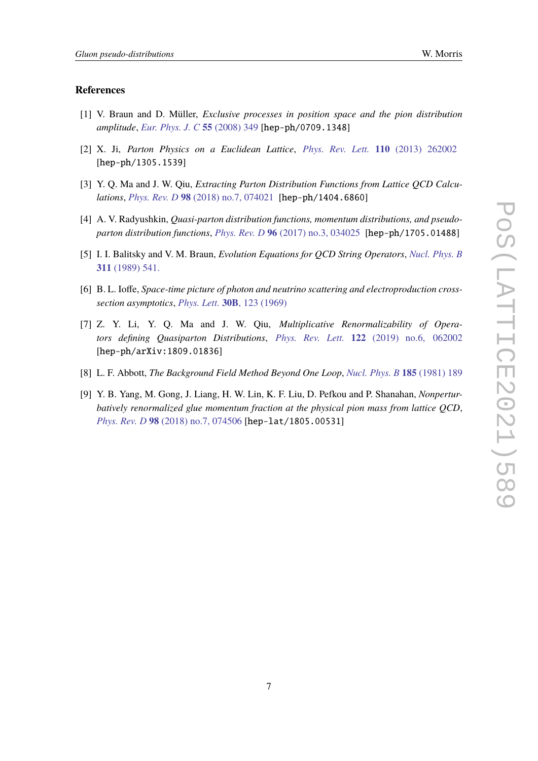## References

[1] V. Braun and D. Müller, *Exclusive processes in position space and the pion distribution amplitude*, Eur. Phys. J. C **55** (2008) 349 [hep-ph/0709.1348]

[2] X. Ji, *Parton Physics on a Euclidean Lattice*, Phys. Rev. Lett. **110** (2013) 262002 [hep-ph/1305.1539]

[3] Y. Q. Ma and J. W. Qiu, *Extracting Parton Distribution Functions from Lattice QCD Calculations*, Phys. Rev. D **98** (2018) no.7, 074021 [hep-ph/1404.6860]

[4] A. V. Radyushkin, *Quasi-parton distribution functions, momentum distributions, and pseudo-parton distribution functions*, Phys. Rev. D **96** (2017) no.3, 034025 [hep-ph/1705.01488]

[5] I. I. Balitsky and V. M. Braun, *Evolution Equations for QCD String Operators*, Nucl. Phys. B **311** (1989) 541.

[6] B. L. Ioffe, *Space-time picture of photon and neutrino scattering and electroproduction cross-section asymptotics*, Phys. Lett. **30B**, 123 (1969)

[7] Z. Y. Li, Y. Q. Ma and J. W. Qiu, *Multiplicative Renormalizability of Operators defining Quasiparton Distributions*, Phys. Rev. Lett. **122** (2019) no.6, 062002 [hep-ph/arXiv:1809.01836]

[8] L. F. Abbott, *The Background Field Method Beyond One Loop*, Nucl. Phys. B **185** (1981) 189

[9] Y. B. Yang, M. Gong, J. Liang, H. W. Lin, K. F. Liu, D. Pefkou and P. Shanahan, *Nonperturbatively renormalized glue momentum fraction at the physical pion mass from lattice QCD*, Phys. Rev. D **98** (2018) no.7, 074506 [hep-lat/1805.00531]